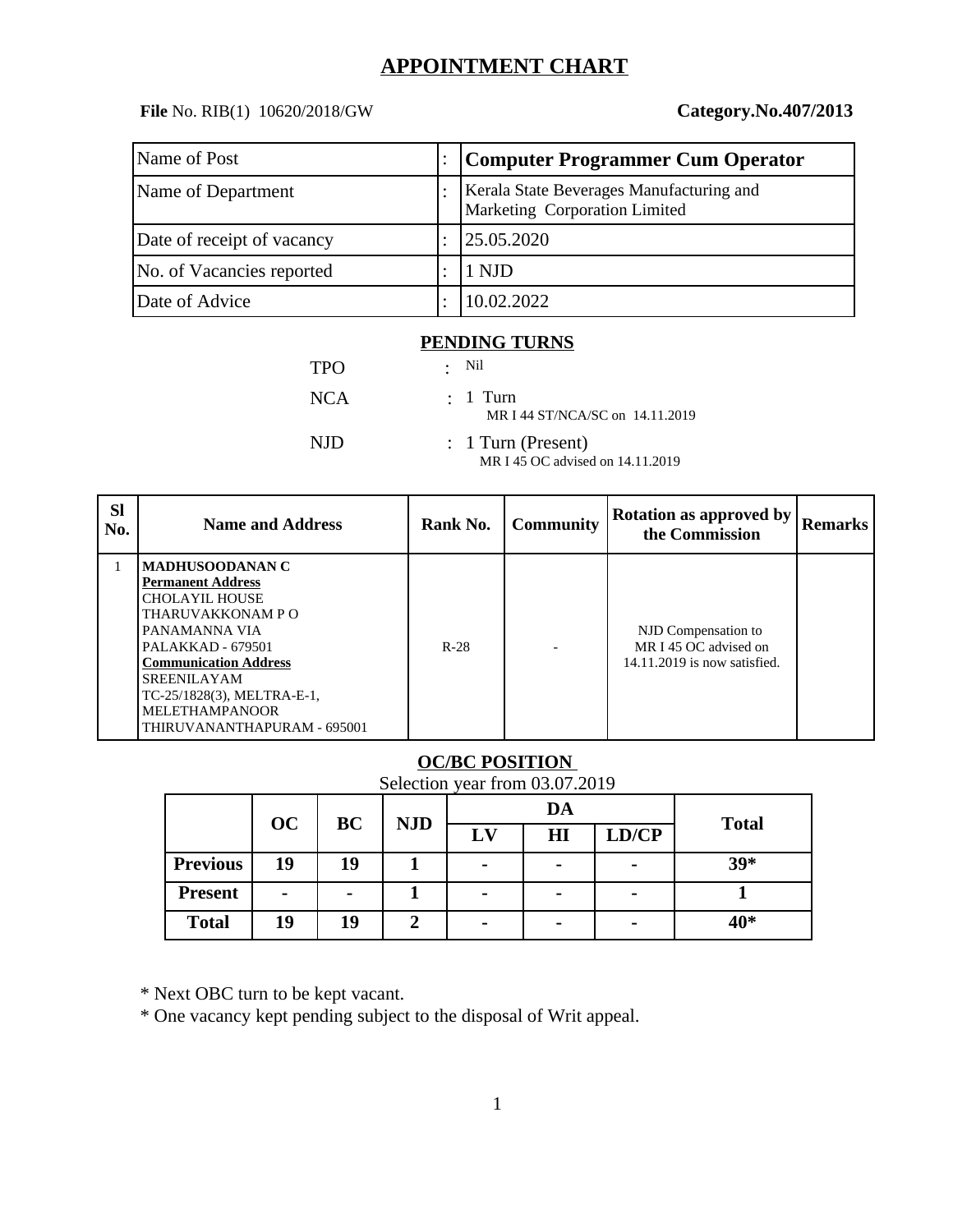# APPOINTMENT CHART

**File** No. RIB(1) 10620/2018/GW **Category.No.407/2013**

| | | |
|---|---|---|
| Name of Post | : | **Computer Programmer Cum Operator** |
| Name of Department | : | Kerala State Beverages Manufacturing and Marketing Corporation Limited |
| Date of receipt of vacancy | : | 25.05.2020 |
| No. of Vacancies reported | : | 1 NJD |
| Date of Advice | : | 10.02.2022 |

## PENDING TURNS

TPO : Nil

NCA : 1 Turn
MR I 44 ST/NCA/SC on 14.11.2019

NJD : 1 Turn (Present)
MR I 45 OC advised on 14.11.2019

| Sl No. | Name and Address | Rank No. | Community | Rotation as approved by the Commission | Remarks |
|---|---|---|---|---|---|
| 1 | **MADHUSOODANAN C**<br>**Permanent Address**<br>CHOLAYIL HOUSE<br>THARUVAKKONAM P O<br>PANAMANNA VIA<br>PALAKKAD - 679501<br>**Communication Address**<br>SREENILAYAM<br>TC-25/1828(3), MELTRA-E-1,<br>MELETHAMPANOOR<br>THIRUVANANTHAPURAM - 695001 | R-28 | - | NJD Compensation to MR I 45 OC advised on 14.11.2019 is now satisfied. | |

## OC/BC POSITION

Selection year from 03.07.2019

| | OC | BC | NJD | DA | | | Total |
|---|---|---|---|---|---|---|---|
| | | | | LV | HI | LD/CP | |
| **Previous** | 19 | 19 | 1 | - | - | - | 39* |
| **Present** | - | - | 1 | - | - | - | 1 |
| **Total** | 19 | 19 | 2 | - | - | - | 40* |

* Next OBC turn to be kept vacant.
* One vacancy kept pending subject to the disposal of Writ appeal.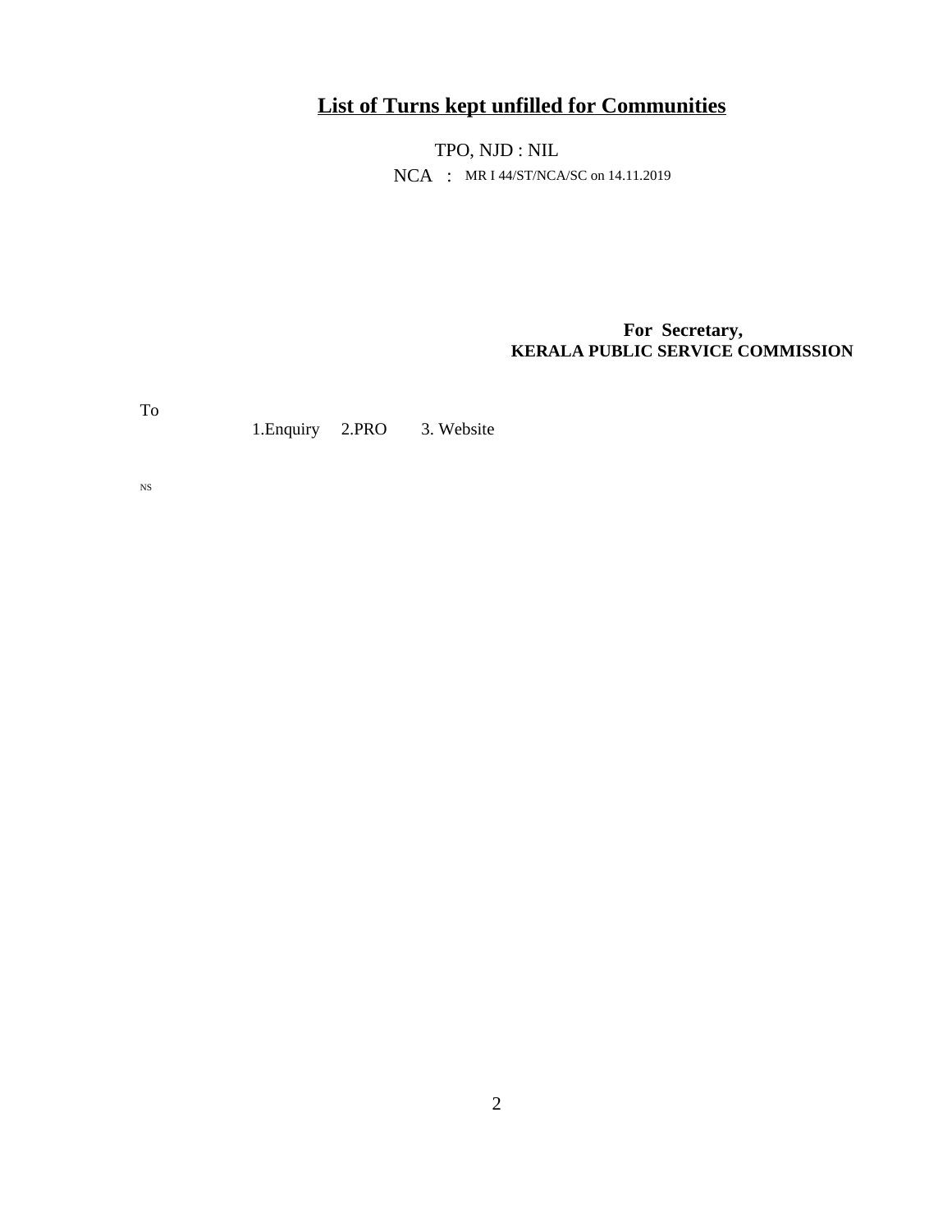## **List of Turns kept unfilled for Communities**

TPO, NJD : NIL

NCA : MR I 44/ST/NCA/SC on 14.11.2019

**For Secretary,**
**KERALA PUBLIC SERVICE COMMISSION**

To

1.Enquiry 2.PRO 3. Website

NS